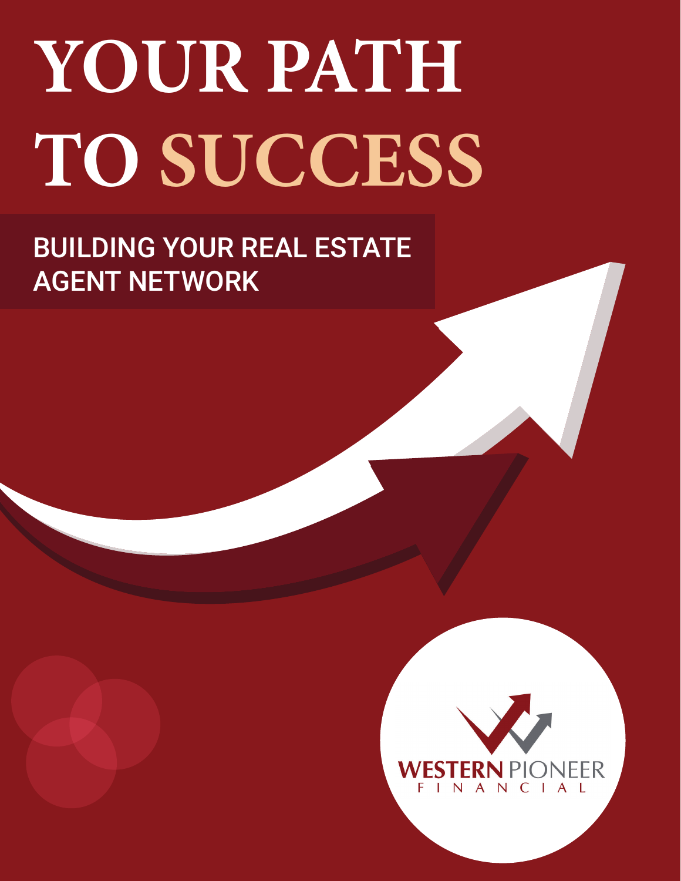# YOUR PATH TO SUCCESS

## BUILDING YOUR REAL ESTATE AGENT NETWORK

WESTERN PIONEER FINANCIAL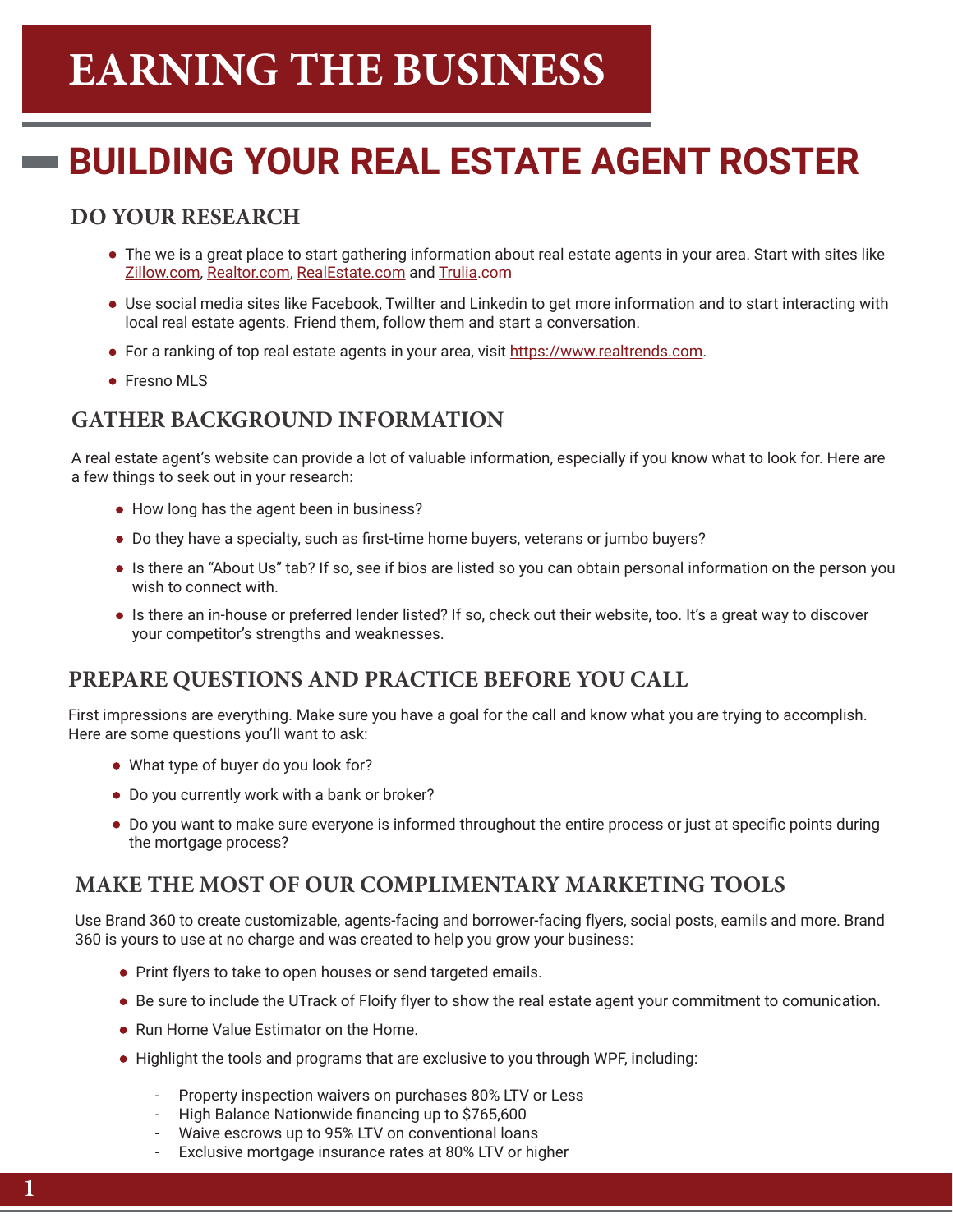# EARNING THE BUSINESS

## BUILDING YOUR REAL ESTATE AGENT ROSTER

### DO YOUR RESEARCH

- The we is a great place to start gathering information about real estate agents in your area. Start with sites like Zillow.com, Realtor.com, RealEstate.com and Trulia.com
- Use social media sites like Facebook, Twillter and Linkedin to get more information and to start interacting with local real estate agents. Friend them, follow them and start a conversation.
- For a ranking of top real estate agents in your area, visit https://www.realtrends.com.
- Fresno MLS

### GATHER BACKGROUND INFORMATION

A real estate agent's website can provide a lot of valuable information, especially if you know what to look for. Here are a few things to seek out in your research:

- How long has the agent been in business?
- Do they have a specialty, such as first-time home buyers, veterans or jumbo buyers?
- Is there an "About Us" tab? If so, see if bios are listed so you can obtain personal information on the person you wish to connect with.
- Is there an in-house or preferred lender listed? If so, check out their website, too. It's a great way to discover your competitor's strengths and weaknesses.

### PREPARE QUESTIONS AND PRACTICE BEFORE YOU CALL

First impressions are everything. Make sure you have a goal for the call and know what you are trying to accomplish. Here are some questions you'll want to ask:

- What type of buyer do you look for?
- Do you currently work with a bank or broker?
- Do you want to make sure everyone is informed throughout the entire process or just at specific points during the mortgage process?

### MAKE THE MOST OF OUR COMPLIMENTARY MARKETING TOOLS

Use Brand 360 to create customizable, agents-facing and borrower-facing flyers, social posts, eamils and more. Brand 360 is yours to use at no charge and was created to help you grow your business:

- Print flyers to take to open houses or send targeted emails.
- Be sure to include the UTrack of Floify flyer to show the real estate agent your commitment to comunication.
- Run Home Value Estimator on the Home.
- Highlight the tools and programs that are exclusive to you through WPF, including:
  - Property inspection waivers on purchases 80% LTV or Less
  - High Balance Nationwide financing up to $765,600
  - Waive escrows up to 95% LTV on conventional loans
  - Exclusive mortgage insurance rates at 80% LTV or higher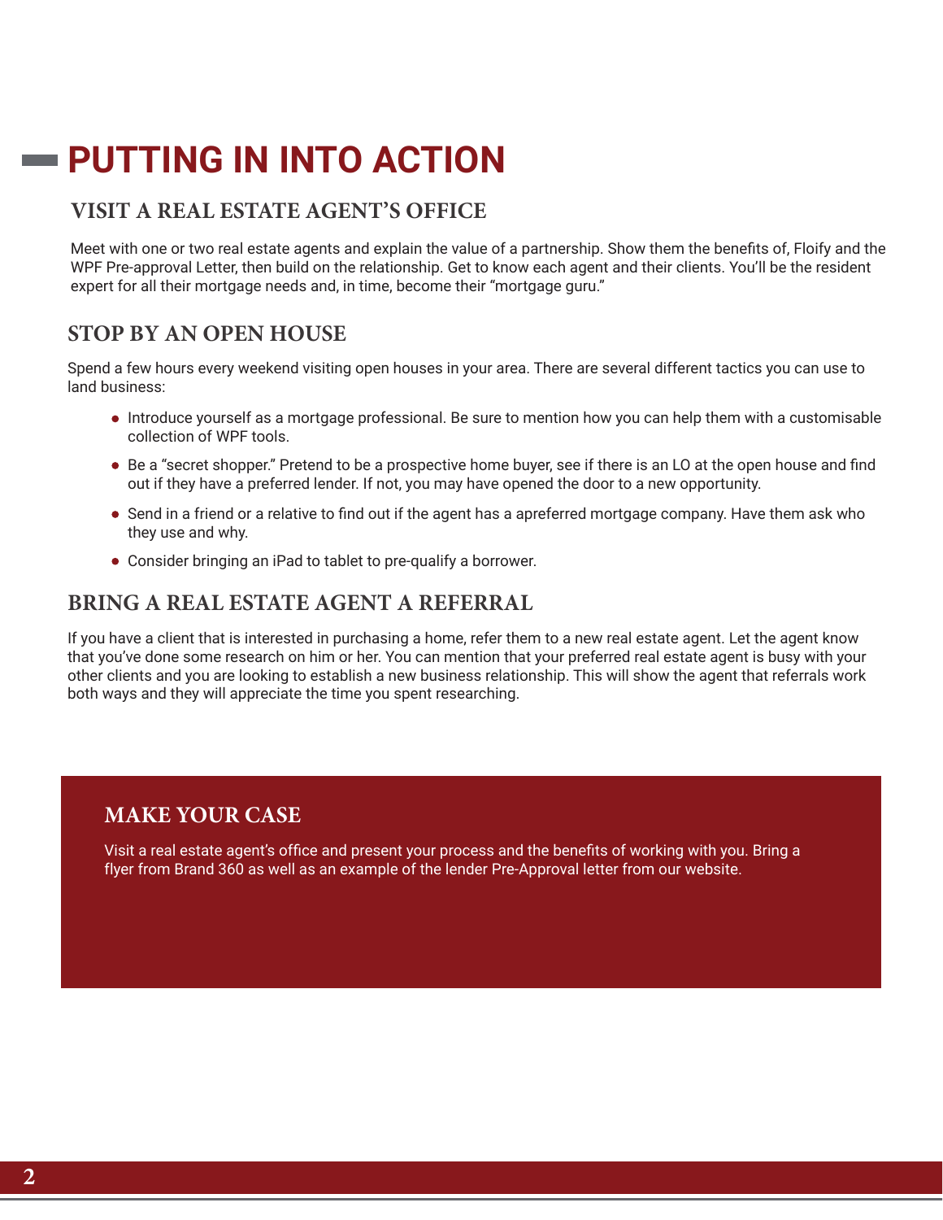# PUTTING IN INTO ACTION

## VISIT A REAL ESTATE AGENT'S OFFICE

Meet with one or two real estate agents and explain the value of a partnership. Show them the benefits of, Floify and the WPF Pre-approval Letter, then build on the relationship. Get to know each agent and their clients. You'll be the resident expert for all their mortgage needs and, in time, become their "mortgage guru."

## STOP BY AN OPEN HOUSE

Spend a few hours every weekend visiting open houses in your area. There are several different tactics you can use to land business:

- Introduce yourself as a mortgage professional. Be sure to mention how you can help them with a customisable collection of WPF tools.
- Be a "secret shopper." Pretend to be a prospective home buyer, see if there is an LO at the open house and find out if they have a preferred lender. If not, you may have opened the door to a new opportunity.
- Send in a friend or a relative to find out if the agent has a apreferred mortgage company. Have them ask who they use and why.
- Consider bringing an iPad to tablet to pre-qualify a borrower.

## BRING A REAL ESTATE AGENT A REFERRAL

If you have a client that is interested in purchasing a home, refer them to a new real estate agent. Let the agent know that you've done some research on him or her. You can mention that your preferred real estate agent is busy with your other clients and you are looking to establish a new business relationship. This will show the agent that referrals work both ways and they will appreciate the time you spent researching.

## MAKE YOUR CASE

Visit a real estate agent's office and present your process and the benefits of working with you. Bring a flyer from Brand 360 as well as an example of the lender Pre-Approval letter from our website.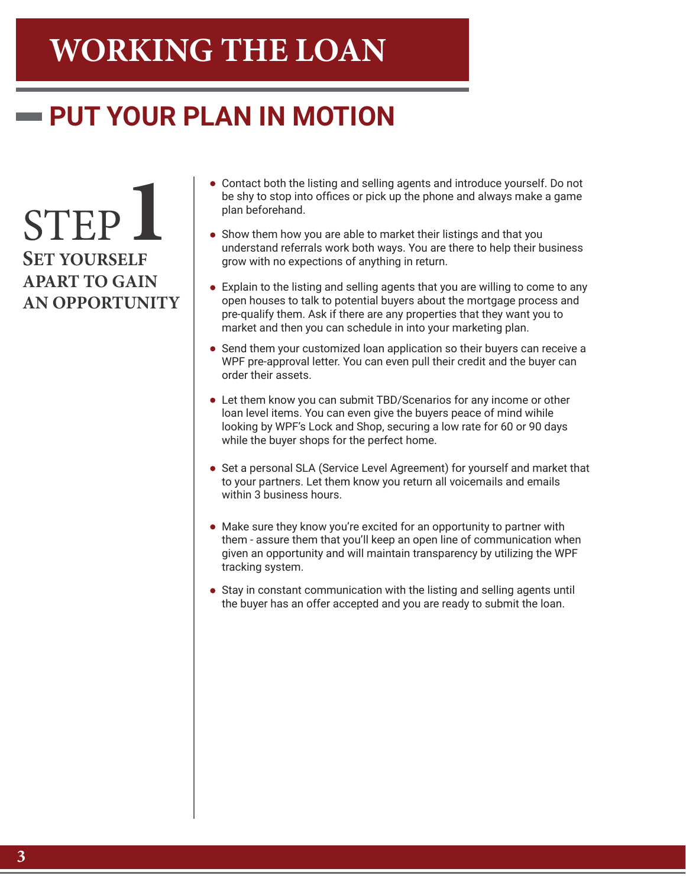# WORKING THE LOAN

## PUT YOUR PLAN IN MOTION

### STEP 1
### SET YOURSELF APART TO GAIN AN OPPORTUNITY

- Contact both the listing and selling agents and introduce yourself. Do not be shy to stop into offices or pick up the phone and always make a game plan beforehand.
- Show them how you are able to market their listings and that you understand referrals work both ways. You are there to help their business grow with no expections of anything in return.
- Explain to the listing and selling agents that you are willing to come to any open houses to talk to potential buyers about the mortgage process and pre-qualify them. Ask if there are any properties that they want you to market and then you can schedule in into your marketing plan.
- Send them your customized loan application so their buyers can receive a WPF pre-approval letter. You can even pull their credit and the buyer can order their assets.
- Let them know you can submit TBD/Scenarios for any income or other loan level items. You can even give the buyers peace of mind wihile looking by WPF's Lock and Shop, securing a low rate for 60 or 90 days while the buyer shops for the perfect home.
- Set a personal SLA (Service Level Agreement) for yourself and market that to your partners. Let them know you return all voicemails and emails within 3 business hours.
- Make sure they know you're excited for an opportunity to partner with them - assure them that you'll keep an open line of communication when given an opportunity and will maintain transparency by utilizing the WPF tracking system.
- Stay in constant communication with the listing and selling agents until the buyer has an offer accepted and you are ready to submit the loan.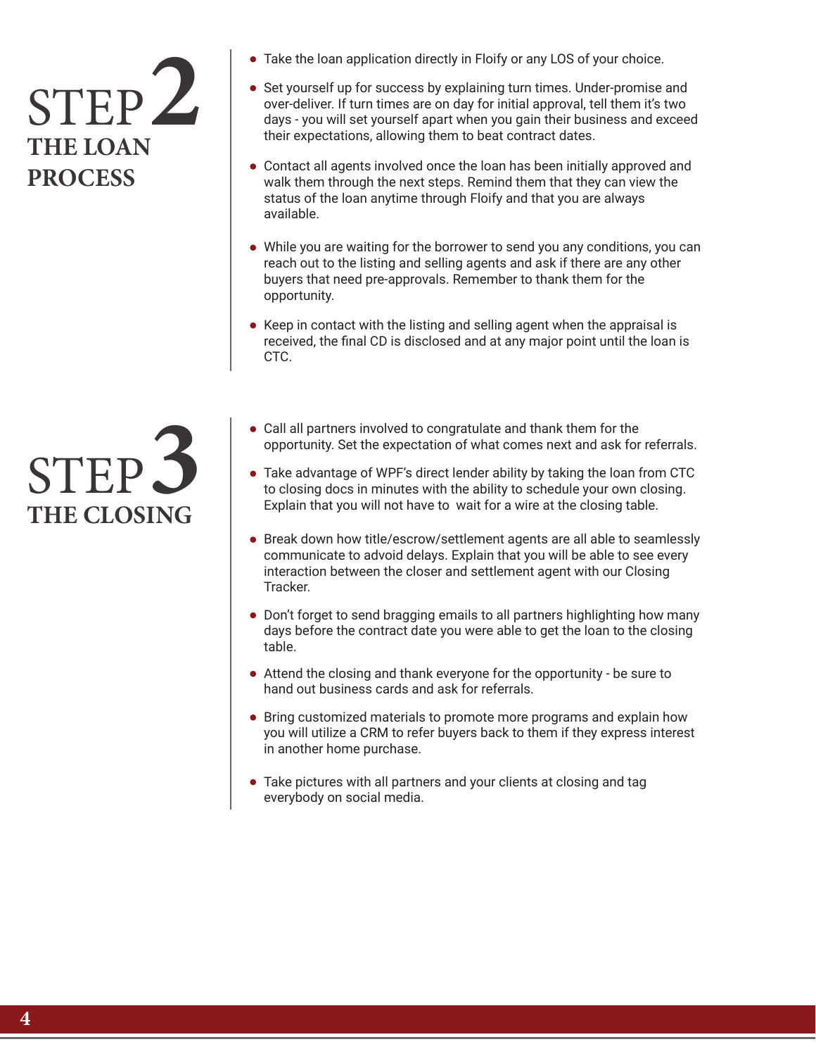## STEP 2 THE LOAN PROCESS

- Take the loan application directly in Floify or any LOS of your choice.
- Set yourself up for success by explaining turn times. Under-promise and over-deliver. If turn times are on day for initial approval, tell them it's two days - you will set yourself apart when you gain their business and exceed their expectations, allowing them to beat contract dates.
- Contact all agents involved once the loan has been initially approved and walk them through the next steps. Remind them that they can view the status of the loan anytime through Floify and that you are always available.
- While you are waiting for the borrower to send you any conditions, you can reach out to the listing and selling agents and ask if there are any other buyers that need pre-approvals. Remember to thank them for the opportunity.
- Keep in contact with the listing and selling agent when the appraisal is received, the final CD is disclosed and at any major point until the loan is CTC.

## STEP 3 THE CLOSING

- Call all partners involved to congratulate and thank them for the opportunity. Set the expectation of what comes next and ask for referrals.
- Take advantage of WPF's direct lender ability by taking the loan from CTC to closing docs in minutes with the ability to schedule your own closing. Explain that you will not have to wait for a wire at the closing table.
- Break down how title/escrow/settlement agents are all able to seamlessly communicate to advoid delays. Explain that you will be able to see every interaction between the closer and settlement agent with our Closing Tracker.
- Don't forget to send bragging emails to all partners highlighting how many days before the contract date you were able to get the loan to the closing table.
- Attend the closing and thank everyone for the opportunity - be sure to hand out business cards and ask for referrals.
- Bring customized materials to promote more programs and explain how you will utilize a CRM to refer buyers back to them if they express interest in another home purchase.
- Take pictures with all partners and your clients at closing and tag everybody on social media.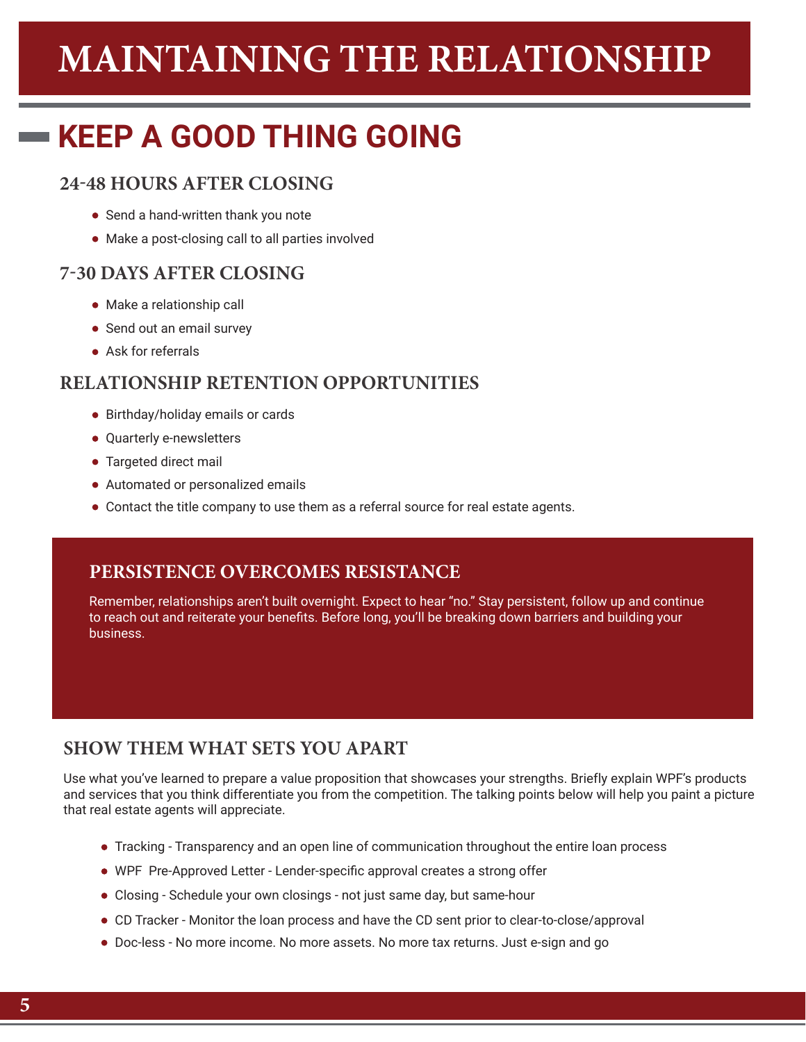# MAINTAINING THE RELATIONSHIP

## KEEP A GOOD THING GOING

### 24-48 HOURS AFTER CLOSING

- Send a hand-written thank you note
- Make a post-closing call to all parties involved

### 7-30 DAYS AFTER CLOSING

- Make a relationship call
- Send out an email survey
- Ask for referrals

### RELATIONSHIP RETENTION OPPORTUNITIES

- Birthday/holiday emails or cards
- Quarterly e-newsletters
- Targeted direct mail
- Automated or personalized emails
- Contact the title company to use them as a referral source for real estate agents.

### PERSISTENCE OVERCOMES RESISTANCE

Remember, relationships aren't built overnight. Expect to hear "no." Stay persistent, follow up and continue to reach out and reiterate your benefits. Before long, you'll be breaking down barriers and building your business.

### SHOW THEM WHAT SETS YOU APART

Use what you've learned to prepare a value proposition that showcases your strengths. Briefly explain WPF's products and services that you think differentiate you from the competition. The talking points below will help you paint a picture that real estate agents will appreciate.

- Tracking - Transparency and an open line of communication throughout the entire loan process
- WPF Pre-Approved Letter - Lender-specific approval creates a strong offer
- Closing - Schedule your own closings - not just same day, but same-hour
- CD Tracker - Monitor the loan process and have the CD sent prior to clear-to-close/approval
- Doc-less - No more income. No more assets. No more tax returns. Just e-sign and go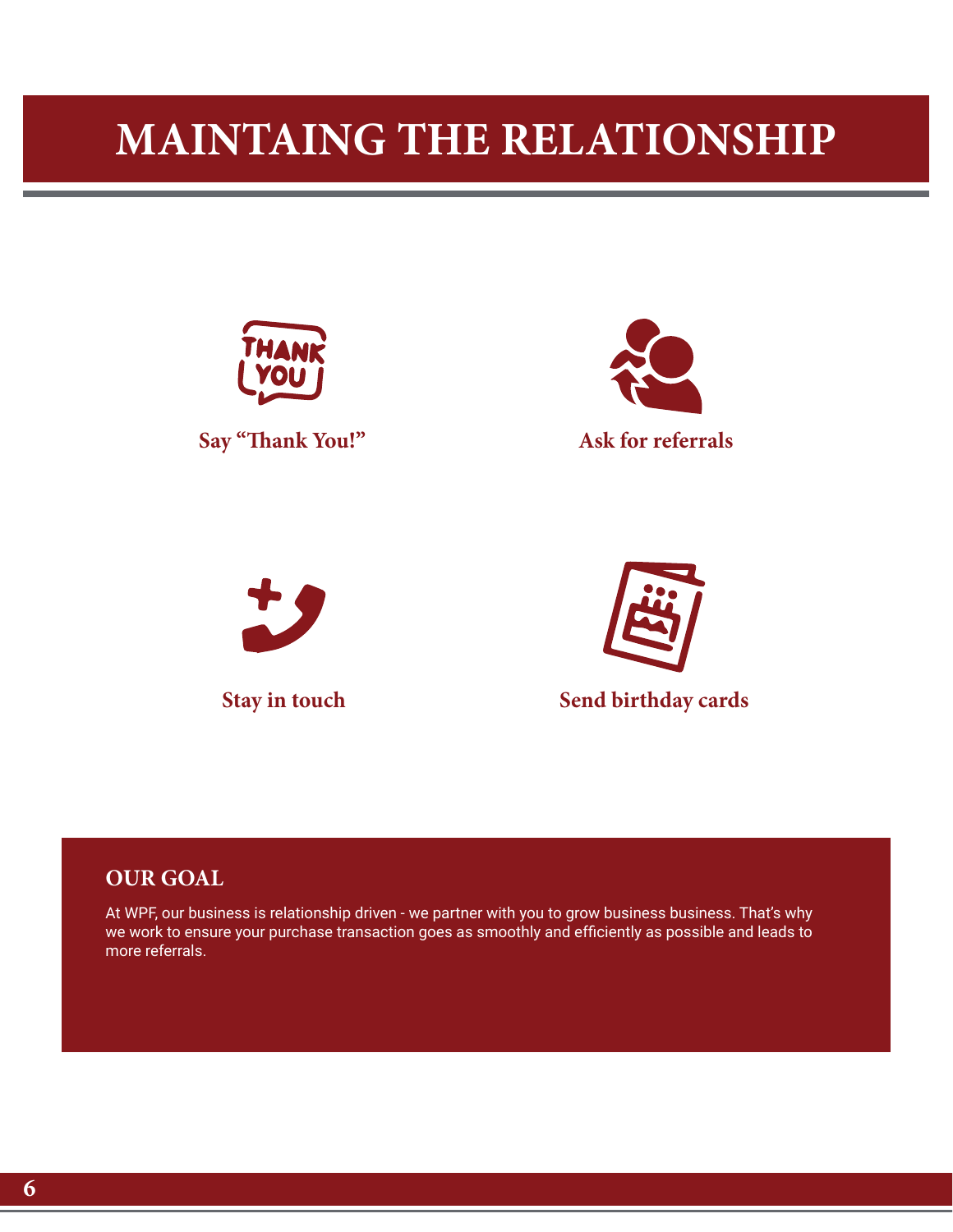# MAINTAING THE RELATIONSHIP

**Say "Thank You!"**

**Ask for referrals**

**Stay in touch**

**Send birthday cards**

## OUR GOAL

At WPF, our business is relationship driven - we partner with you to grow business business. That's why we work to ensure your purchase transaction goes as smoothly and efficiently as possible and leads to more referrals.